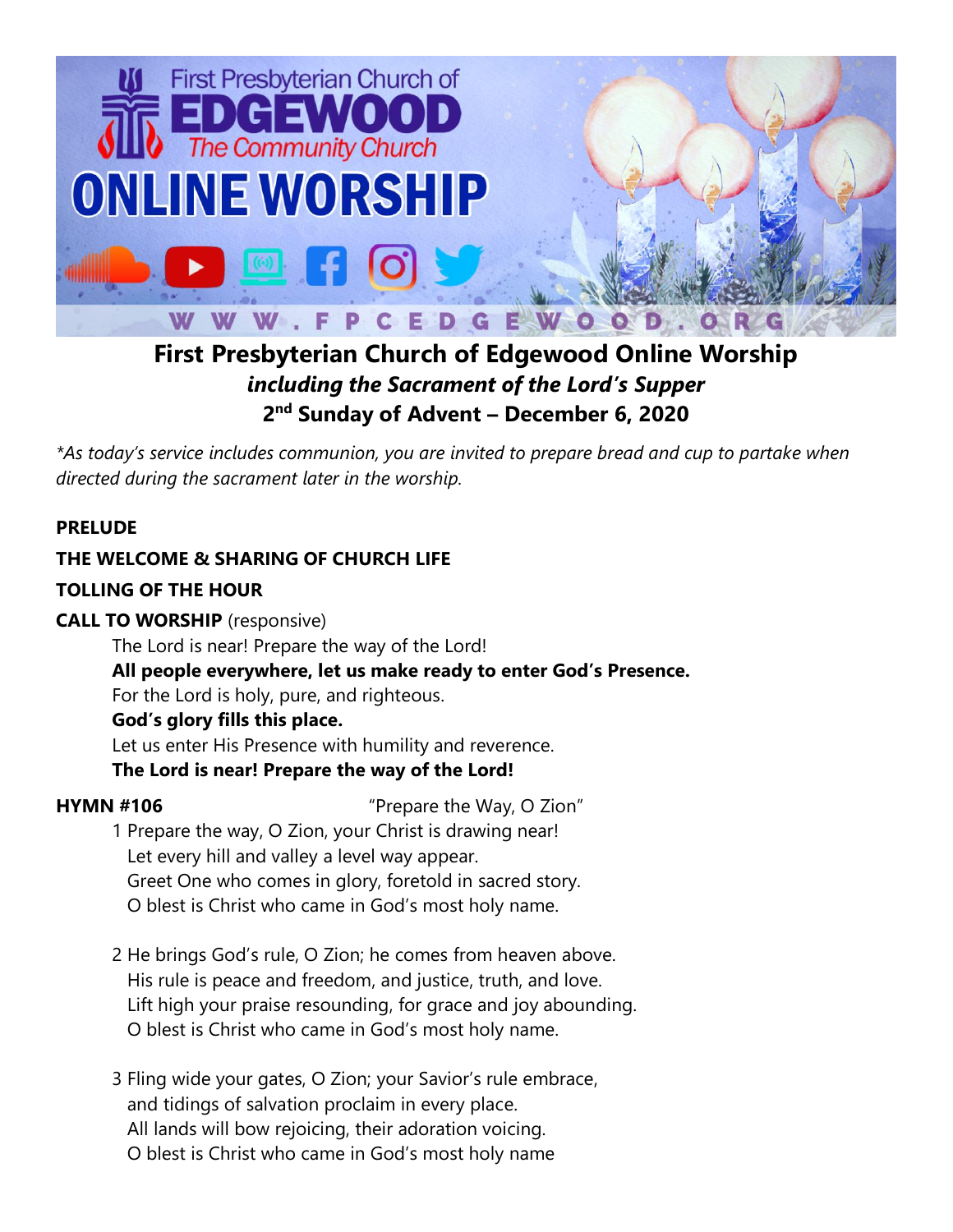# First Presbyterian Church of Edgewood Online Worship

***including the Sacrament of the Lord's Supper***

**2nd Sunday of Advent – December 6, 2020**

*\*As today's service includes communion, you are invited to prepare bread and cup to partake when directed during the sacrament later in the worship.*

**PRELUDE**

**THE WELCOME & SHARING OF CHURCH LIFE**

**TOLLING OF THE HOUR**

**CALL TO WORSHIP** (responsive)

The Lord is near! Prepare the way of the Lord!
**All people everywhere, let us make ready to enter God's Presence.**
For the Lord is holy, pure, and righteous.
**God's glory fills this place.**
Let us enter His Presence with humility and reverence.
**The Lord is near! Prepare the way of the Lord!**

**HYMN #106** "Prepare the Way, O Zion"

1 Prepare the way, O Zion, your Christ is drawing near!
Let every hill and valley a level way appear.
Greet One who comes in glory, foretold in sacred story.
O blest is Christ who came in God's most holy name.

2 He brings God's rule, O Zion; he comes from heaven above.
His rule is peace and freedom, and justice, truth, and love.
Lift high your praise resounding, for grace and joy abounding.
O blest is Christ who came in God's most holy name.

3 Fling wide your gates, O Zion; your Savior's rule embrace,
and tidings of salvation proclaim in every place.
All lands will bow rejoicing, their adoration voicing.
O blest is Christ who came in God's most holy name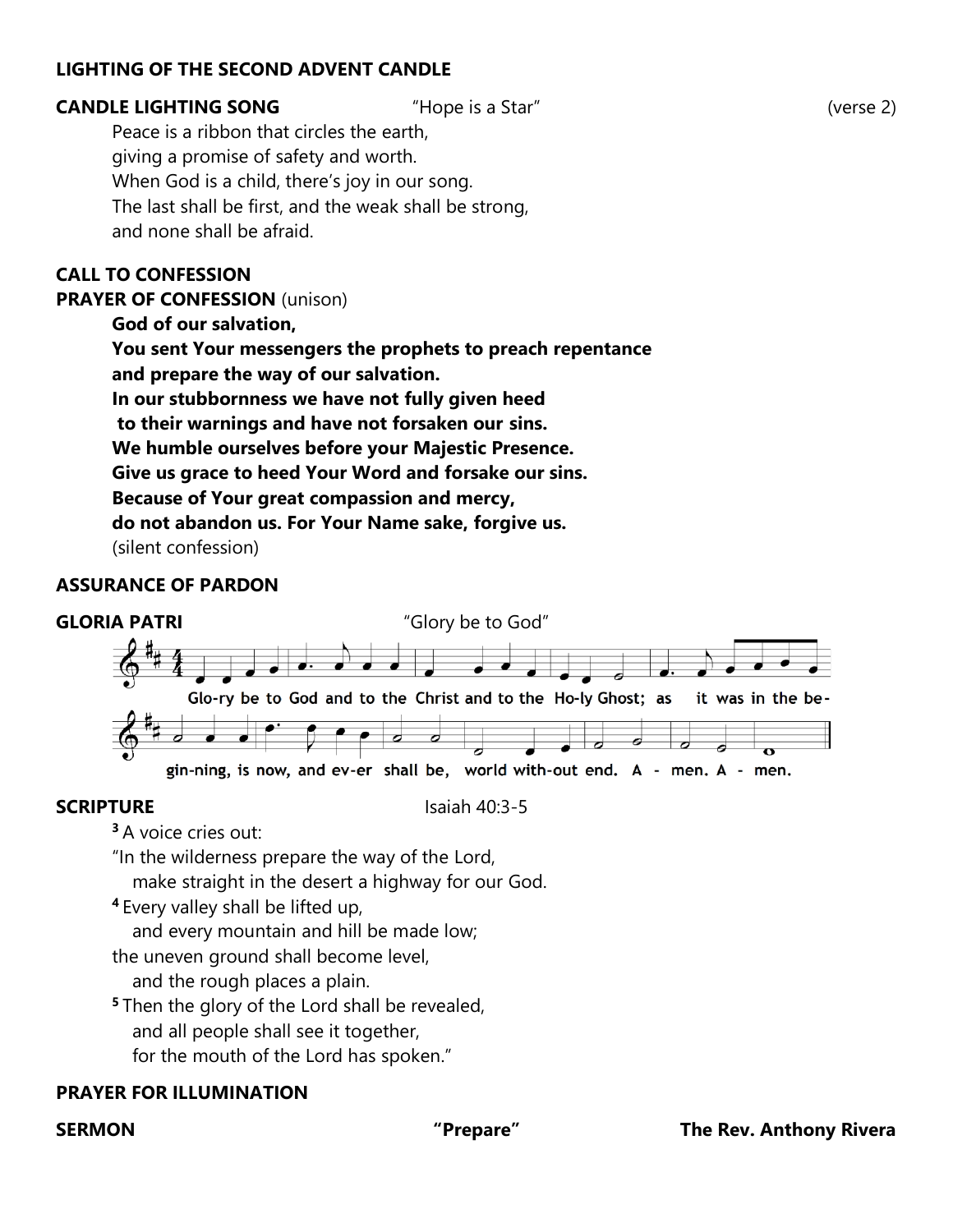**LIGHTING OF THE SECOND ADVENT CANDLE**

**CANDLE LIGHTING SONG** "Hope is a Star" (verse 2)

Peace is a ribbon that circles the earth,
giving a promise of safety and worth.
When God is a child, there's joy in our song.
The last shall be first, and the weak shall be strong,
and none shall be afraid.

**CALL TO CONFESSION**

**PRAYER OF CONFESSION** (unison)

**God of our salvation,**
**You sent Your messengers the prophets to preach repentance**
**and prepare the way of our salvation.**
**In our stubbornness we have not fully given heed**
**to their warnings and have not forsaken our sins.**
**We humble ourselves before your Majestic Presence.**
**Give us grace to heed Your Word and forsake our sins.**
**Because of Your great compassion and mercy,**
**do not abandon us. For Your Name sake, forgive us.**
(silent confession)

**ASSURANCE OF PARDON**

**GLORIA PATRI** "Glory be to God"

Glo-ry be to God and to the Christ and to the Ho-ly Ghost; as it was in the be-gin-ning, is now, and ev-er shall be, world with-out end. A - men. A - men.

**SCRIPTURE** Isaiah 40:3-5

[3] A voice cries out:
"In the wilderness prepare the way of the Lord,
make straight in the desert a highway for our God.
[4] Every valley shall be lifted up,
and every mountain and hill be made low;
the uneven ground shall become level,
and the rough places a plain.
[5] Then the glory of the Lord shall be revealed,
and all people shall see it together,
for the mouth of the Lord has spoken."

**PRAYER FOR ILLUMINATION**

**SERMON** **"Prepare"** **The Rev. Anthony Rivera**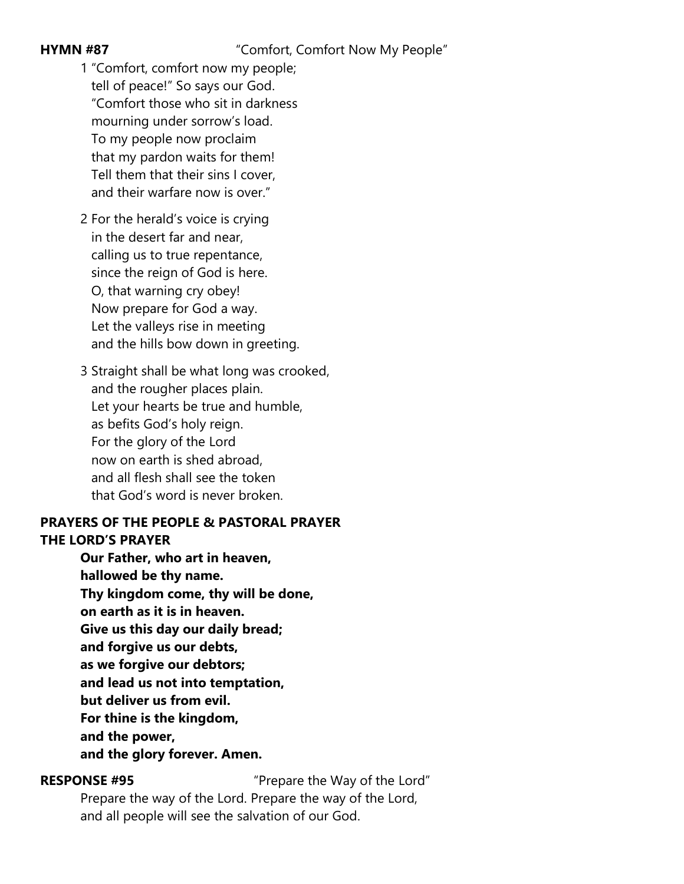**HYMN #87** "Comfort, Comfort Now My People"

1 "Comfort, comfort now my people;  
tell of peace!" So says our God.  
"Comfort those who sit in darkness  
mourning under sorrow's load.  
To my people now proclaim  
that my pardon waits for them!  
Tell them that their sins I cover,  
and their warfare now is over."

2 For the herald's voice is crying  
in the desert far and near,  
calling us to true repentance,  
since the reign of God is here.  
O, that warning cry obey!  
Now prepare for God a way.  
Let the valleys rise in meeting  
and the hills bow down in greeting.

3 Straight shall be what long was crooked,  
and the rougher places plain.  
Let your hearts be true and humble,  
as befits God's holy reign.  
For the glory of the Lord  
now on earth is shed abroad,  
and all flesh shall see the token  
that God's word is never broken.

**PRAYERS OF THE PEOPLE & PASTORAL PRAYER**

**THE LORD'S PRAYER**

**Our Father, who art in heaven,**  
**hallowed be thy name.**  
**Thy kingdom come, thy will be done,**  
**on earth as it is in heaven.**  
**Give us this day our daily bread;**  
**and forgive us our debts,**  
**as we forgive our debtors;**  
**and lead us not into temptation,**  
**but deliver us from evil.**  
**For thine is the kingdom,**  
**and the power,**  
**and the glory forever. Amen.**

**RESPONSE #95** "Prepare the Way of the Lord"

Prepare the way of the Lord. Prepare the way of the Lord,  
and all people will see the salvation of our God.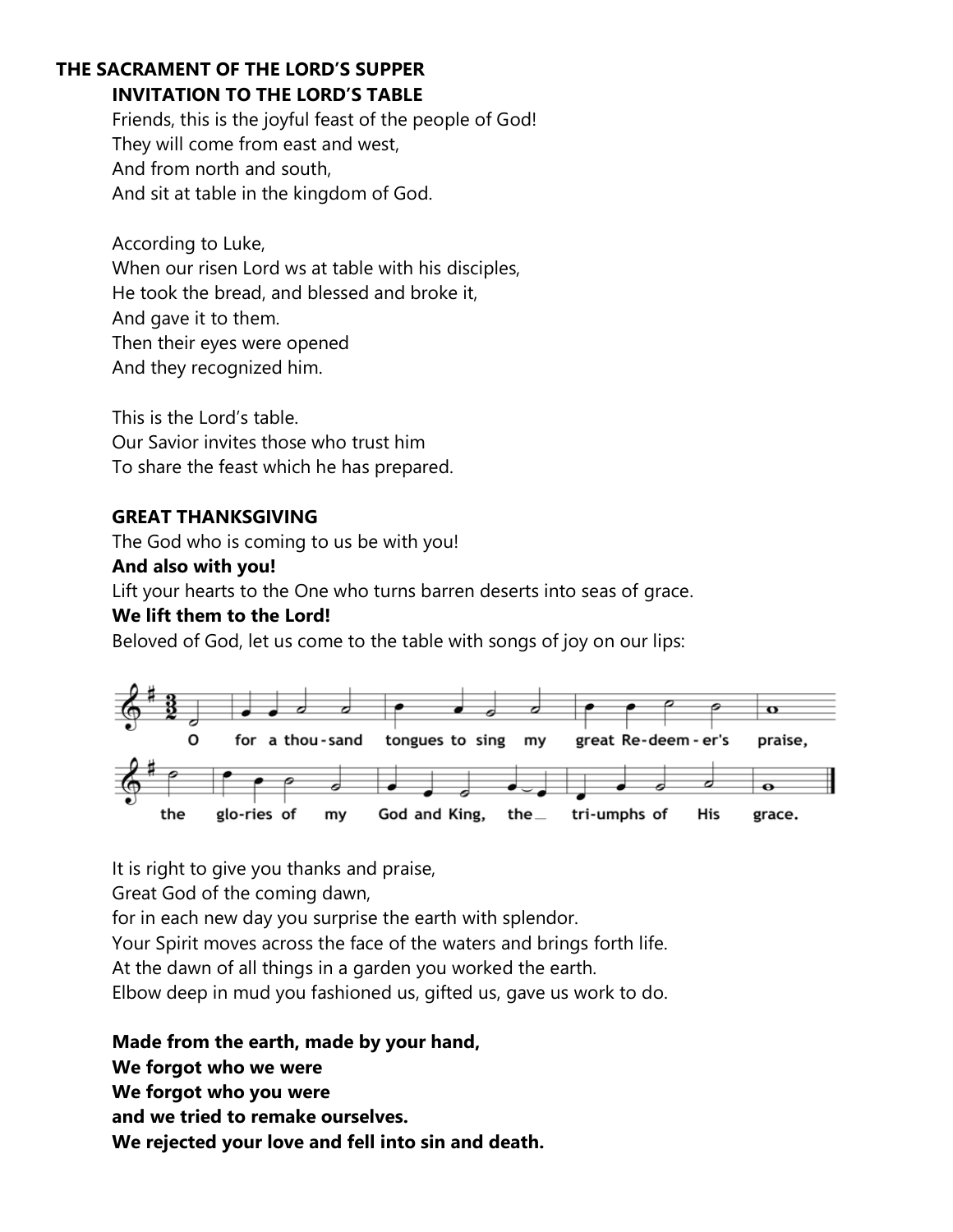## THE SACRAMENT OF THE LORD'S SUPPER

### INVITATION TO THE LORD'S TABLE

Friends, this is the joyful feast of the people of God!
They will come from east and west,
And from north and south,
And sit at table in the kingdom of God.

According to Luke,
When our risen Lord ws at table with his disciples,
He took the bread, and blessed and broke it,
And gave it to them.
Then their eyes were opened
And they recognized him.

This is the Lord's table.
Our Savior invites those who trust him
To share the feast which he has prepared.

### GREAT THANKSGIVING

The God who is coming to us be with you!
**And also with you!**
Lift your hearts to the One who turns barren deserts into seas of grace.
**We lift them to the Lord!**
Beloved of God, let us come to the table with songs of joy on our lips:

O for a thou-sand tongues to sing my great Re-deem-er's praise,
the glo-ries of my God and King, the tri-umphs of His grace.

It is right to give you thanks and praise,
Great God of the coming dawn,
for in each new day you surprise the earth with splendor.
Your Spirit moves across the face of the waters and brings forth life.
At the dawn of all things in a garden you worked the earth.
Elbow deep in mud you fashioned us, gifted us, gave us work to do.

**Made from the earth, made by your hand,**
**We forgot who we were**
**We forgot who you were**
**and we tried to remake ourselves.**
**We rejected your love and fell into sin and death.**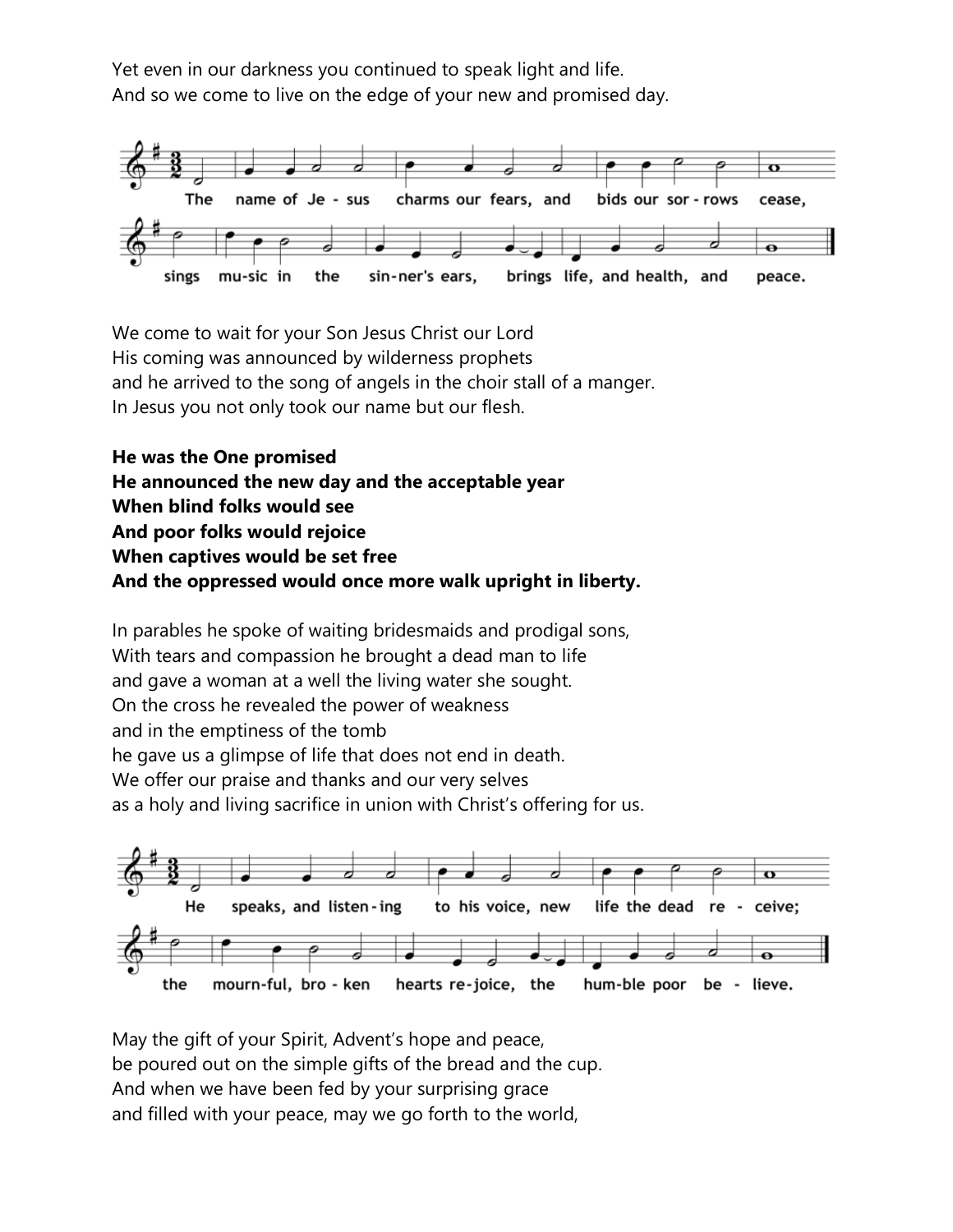Yet even in our darkness you continued to speak light and life.
And so we come to live on the edge of your new and promised day.

The name of Jesus charms our fears, and bids our sorrows cease,
sings music in the sinner's ears, brings life, and health, and peace.

We come to wait for your Son Jesus Christ our Lord
His coming was announced by wilderness prophets
and he arrived to the song of angels in the choir stall of a manger.
In Jesus you not only took our name but our flesh.

**He was the One promised**
**He announced the new day and the acceptable year**
**When blind folks would see**
**And poor folks would rejoice**
**When captives would be set free**
**And the oppressed would once more walk upright in liberty.**

In parables he spoke of waiting bridesmaids and prodigal sons,
With tears and compassion he brought a dead man to life
and gave a woman at a well the living water she sought.
On the cross he revealed the power of weakness
and in the emptiness of the tomb
he gave us a glimpse of life that does not end in death.
We offer our praise and thanks and our very selves
as a holy and living sacrifice in union with Christ's offering for us.

He speaks, and listening to his voice, new life the dead receive;
the mournful, broken hearts rejoice, the humble poor believe.

May the gift of your Spirit, Advent's hope and peace,
be poured out on the simple gifts of the bread and the cup.
And when we have been fed by your surprising grace
and filled with your peace, may we go forth to the world,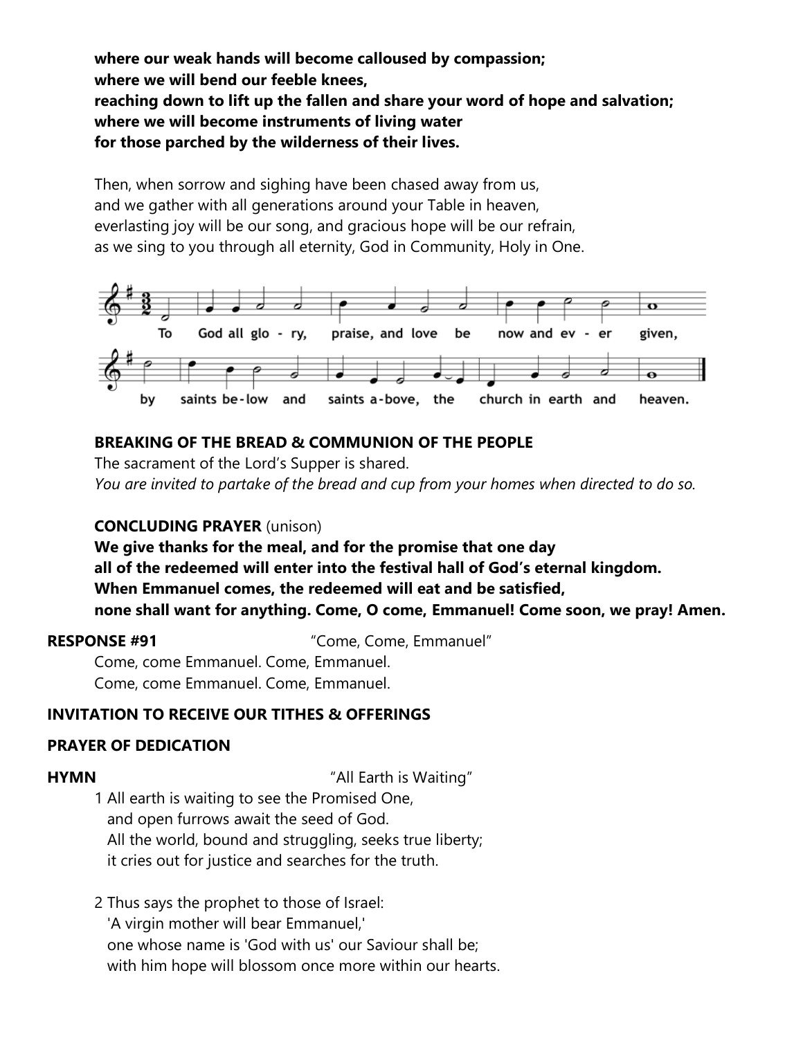**where our weak hands will become calloused by compassion;**
**where we will bend our feeble knees,**
**reaching down to lift up the fallen and share your word of hope and salvation;**
**where we will become instruments of living water**
**for those parched by the wilderness of their lives.**

Then, when sorrow and sighing have been chased away from us,
and we gather with all generations around your Table in heaven,
everlasting joy will be our song, and gracious hope will be our refrain,
as we sing to you through all eternity, God in Community, Holy in One.

To God all glory, praise, and love be now and ever given,
by saints below and saints above, the church in earth and heaven.

**BREAKING OF THE BREAD & COMMUNION OF THE PEOPLE**
The sacrament of the Lord's Supper is shared.
*You are invited to partake of the bread and cup from your homes when directed to do so.*

**CONCLUDING PRAYER** (unison)
**We give thanks for the meal, and for the promise that one day**
**all of the redeemed will enter into the festival hall of God's eternal kingdom.**
**When Emmanuel comes, the redeemed will eat and be satisfied,**
**none shall want for anything. Come, O come, Emmanuel! Come soon, we pray! Amen.**

**RESPONSE #91** "Come, Come, Emmanuel"
Come, come Emmanuel. Come, Emmanuel.
Come, come Emmanuel. Come, Emmanuel.

**INVITATION TO RECEIVE OUR TITHES & OFFERINGS**

**PRAYER OF DEDICATION**

**HYMN** "All Earth is Waiting"

1 All earth is waiting to see the Promised One,
and open furrows await the seed of God.
All the world, bound and struggling, seeks true liberty;
it cries out for justice and searches for the truth.

2 Thus says the prophet to those of Israel:
'A virgin mother will bear Emmanuel,'
one whose name is 'God with us' our Saviour shall be;
with him hope will blossom once more within our hearts.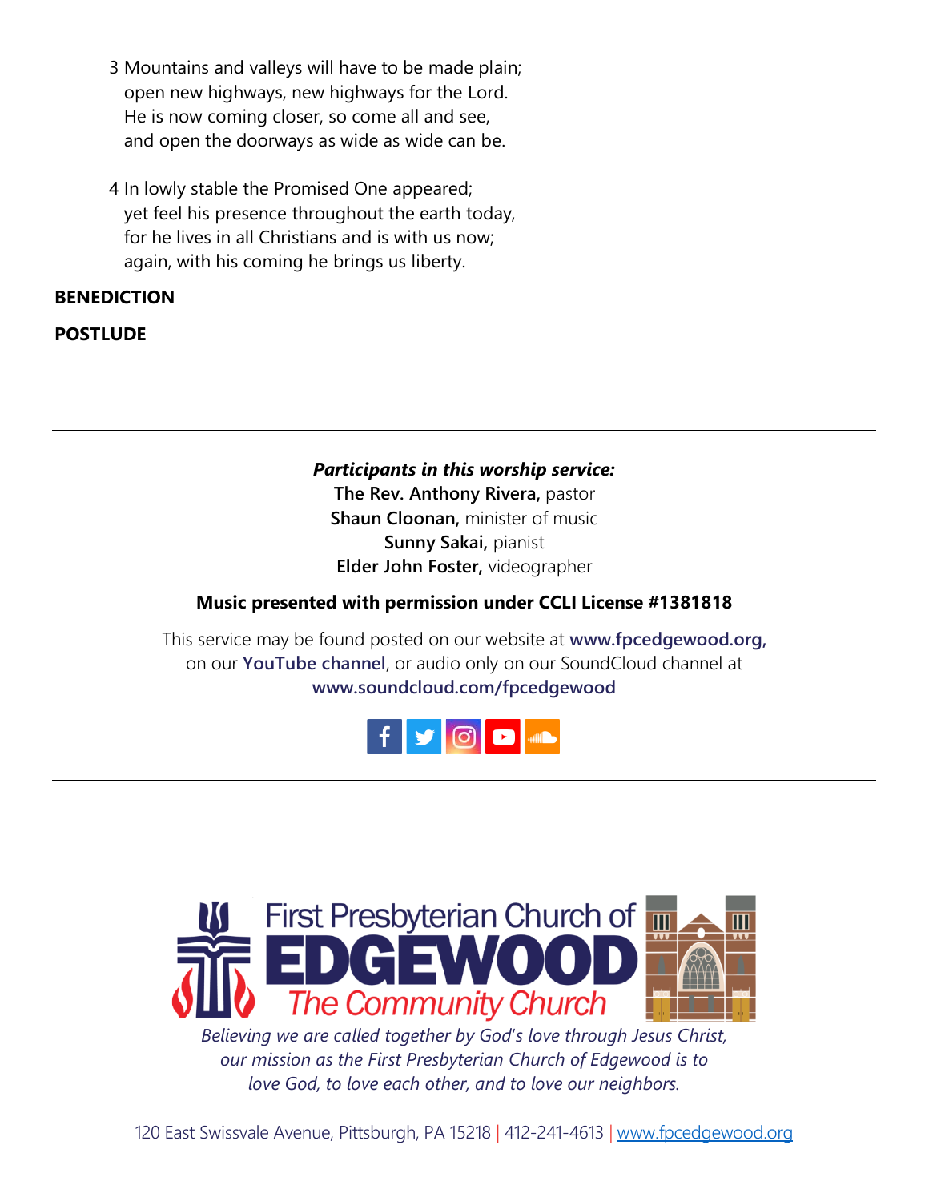3 Mountains and valleys will have to be made plain;
open new highways, new highways for the Lord.
He is now coming closer, so come all and see,
and open the doorways as wide as wide can be.

4 In lowly stable the Promised One appeared;
yet feel his presence throughout the earth today,
for he lives in all Christians and is with us now;
again, with his coming he brings us liberty.

**BENEDICTION**

**POSTLUDE**

---

***Participants in this worship service:***

**The Rev. Anthony Rivera,** pastor
**Shaun Cloonan,** minister of music
**Sunny Sakai,** pianist
**Elder John Foster,** videographer

**Music presented with permission under CCLI License #1381818**

This service may be found posted on our website at **www.fpcedgewood.org,** on our **YouTube channel**, or audio only on our SoundCloud channel at **www.soundcloud.com/fpcedgewood**

---

First Presbyterian Church of EDGEWOOD
The Community Church

*Believing we are called together by God's love through Jesus Christ, our mission as the First Presbyterian Church of Edgewood is to love God, to love each other, and to love our neighbors.*

120 East Swissvale Avenue, Pittsburgh, PA 15218 | 412-241-4613 | www.fpcedgewood.org